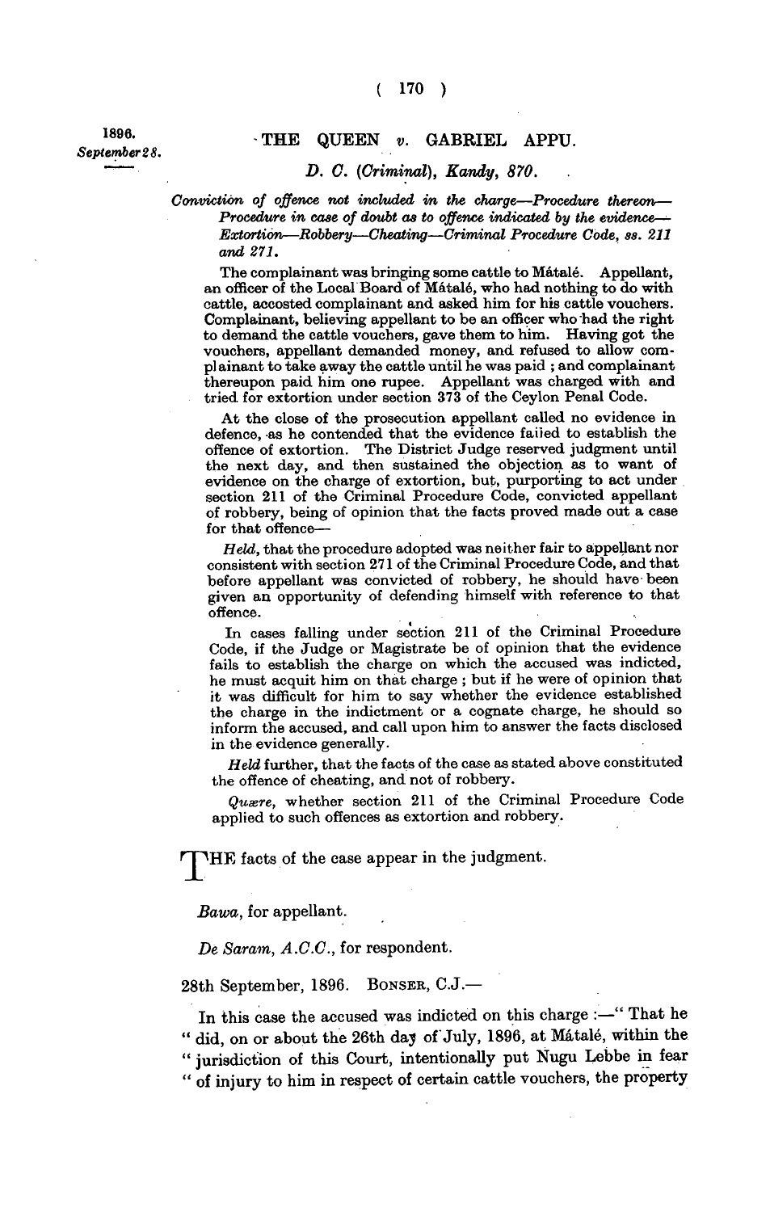1896.
*September 28.*

# THE QUEEN *v.* GABRIEL APPU.

## *D. C. (Criminal), Kandy, 870.*

*Conviction of offence not included in the charge—Procedure thereon—Procedure in case of doubt as to offence indicated by the evidence—Extortion—Robbery—Cheating—Criminal Procedure Code, ss. 211 and 271.*

The complainant was bringing some cattle to Mátalé. Appellant, an officer of the Local Board of Mátalé, who had nothing to do with cattle, accosted complainant and asked him for his cattle vouchers. Complainant, believing appellant to be an officer who had the right to demand the cattle vouchers, gave them to him. Having got the vouchers, appellant demanded money, and refused to allow complainant to take away the cattle until he was paid; and complainant thereupon paid him one rupee. Appellant was charged with and tried for extortion under section 373 of the Ceylon Penal Code.

At the close of the prosecution appellant called no evidence in defence, as he contended that the evidence failed to establish the offence of extortion. The District Judge reserved judgment until the next day, and then sustained the objection as to want of evidence on the charge of extortion, but, purporting to act under section 211 of the Criminal Procedure Code, convicted appellant of robbery, being of opinion that the facts proved made out a case for that offence—

*Held*, that the procedure adopted was neither fair to appellant nor consistent with section 271 of the Criminal Procedure Code, and that before appellant was convicted of robbery, he should have been given an opportunity of defending himself with reference to that offence.

In cases falling under section 211 of the Criminal Procedure Code, if the Judge or Magistrate be of opinion that the evidence fails to establish the charge on which the accused was indicted, he must acquit him on that charge; but if he were of opinion that it was difficult for him to say whether the evidence established the charge in the indictment or a cognate charge, he should so inform the accused, and call upon him to answer the facts disclosed in the evidence generally.

*Held* further, that the facts of the case as stated above constituted the offence of cheating, and not of robbery.

*Quære*, whether section 211 of the Criminal Procedure Code applied to such offences as extortion and robbery.

THE facts of the case appear in the judgment.

*Bawa*, for appellant.

*De Saram, A.C.C.*, for respondent.

28th September, 1896. BONSER, C.J.—

In this case the accused was indicted on this charge :—" That he " did, on or about the 26th day of July, 1896, at Mátalé, within the " jurisdiction of this Court, intentionally put Nugu Lebbe in fear " of injury to him in respect of certain cattle vouchers, the property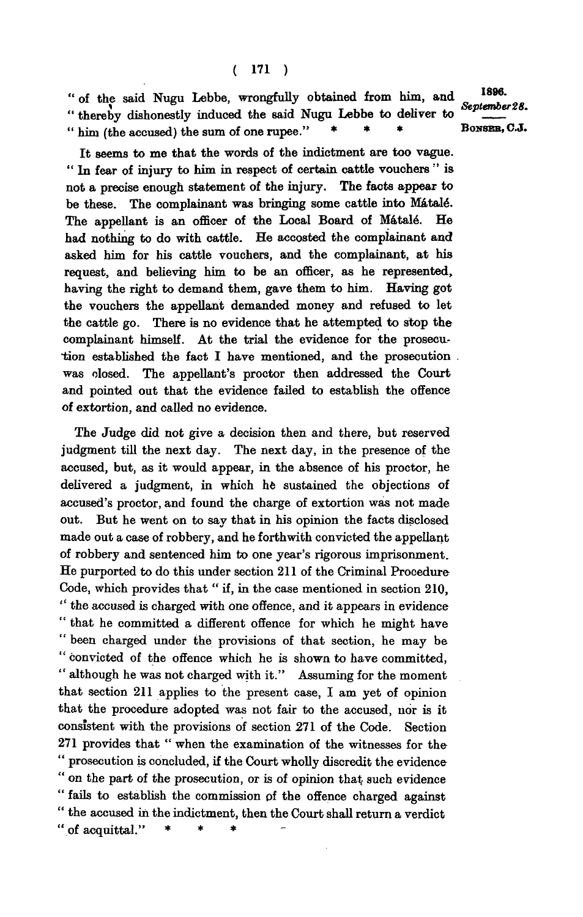"of the said Nugu Lebbe, wrongfully obtained from him, and "thereby dishonestly induced the said Nugu Lebbe to deliver to "him (the accused) the sum of one rupee." * * *

1896. *September 28.*

BONSER, C.J.

It seems to me that the words of the indictment are too vague. "In fear of injury to him in respect of certain cattle vouchers" is not a precise enough statement of the injury. The facts appear to be these. The complainant was bringing some cattle into Mátalé. The appellant is an officer of the Local Board of Mátalé. He had nothing to do with cattle. He accosted the complainant and asked him for his cattle vouchers, and the complainant, at his request, and believing him to be an officer, as he represented, having the right to demand them, gave them to him. Having got the vouchers the appellant demanded money and refused to let the cattle go. There is no evidence that he attempted to stop the complainant himself. At the trial the evidence for the prosecution established the fact I have mentioned, and the prosecution was closed. The appellant's proctor then addressed the Court and pointed out that the evidence failed to establish the offence of extortion, and called no evidence.

The Judge did not give a decision then and there, but reserved judgment till the next day. The next day, in the presence of the accused, but, as it would appear, in the absence of his proctor, he delivered a judgment, in which he sustained the objections of accused's proctor, and found the charge of extortion was not made out. But he went on to say that in his opinion the facts disclosed made out a case of robbery, and he forthwith convicted the appellant of robbery and sentenced him to one year's rigorous imprisonment. He purported to do this under section 211 of the Criminal Procedure Code, which provides that "if, in the case mentioned in section 210, "the accused is charged with one offence, and it appears in evidence "that he committed a different offence for which he might have "been charged under the provisions of that section, he may be "convicted of the offence which he is shown to have committed, "although he was not charged with it." Assuming for the moment that section 211 applies to the present case, I am yet of opinion that the procedure adopted was not fair to the accused, nor is it consistent with the provisions of section 271 of the Code. Section 271 provides that "when the examination of the witnesses for the "prosecution is concluded, if the Court wholly discredit the evidence "on the part of the prosecution, or is of opinion that such evidence "fails to establish the commission of the offence charged against "the accused in the indictment, then the Court shall return a verdict "of acquittal." * * *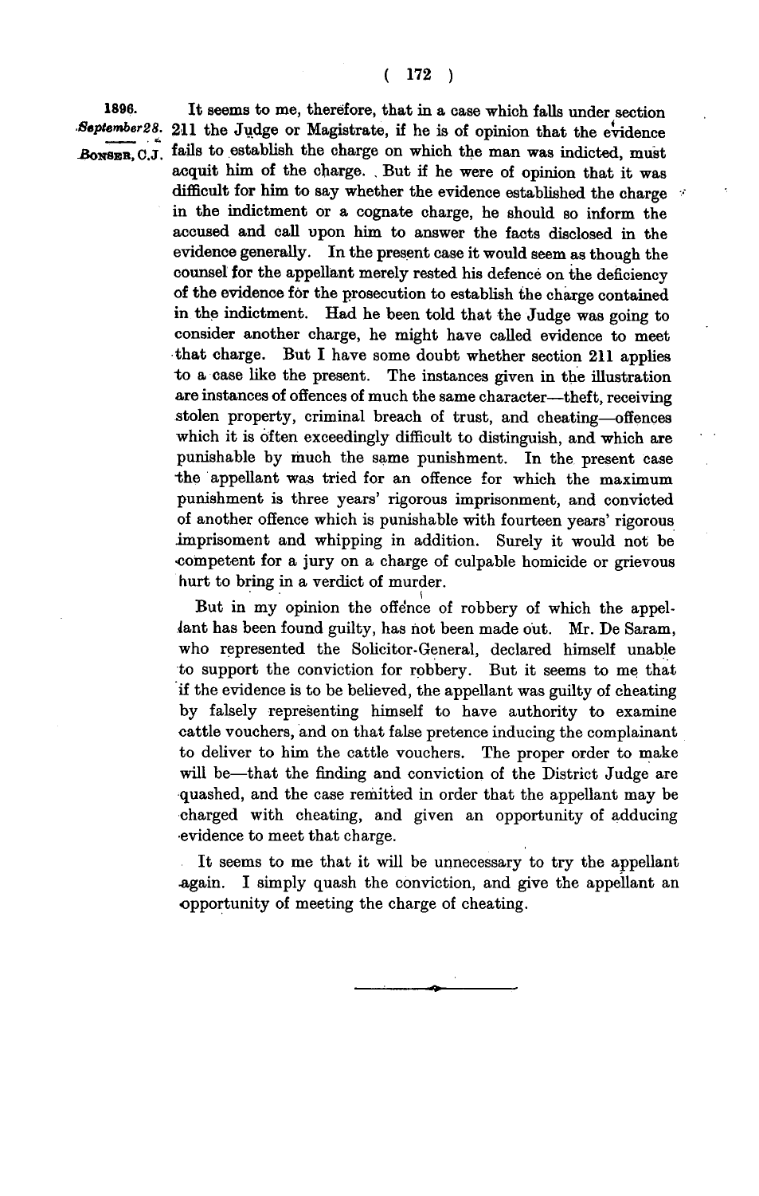1896.
September 28.
BONSER, C.J.

It seems to me, therefore, that in a case which falls under section 211 the Judge or Magistrate, if he is of opinion that the evidence fails to establish the charge on which the man was indicted, must acquit him of the charge. But if he were of opinion that it was difficult for him to say whether the evidence established the charge in the indictment or a cognate charge, he should so inform the accused and call upon him to answer the facts disclosed in the evidence generally. In the present case it would seem as though the counsel for the appellant merely rested his defence on the deficiency of the evidence for the prosecution to establish the charge contained in the indictment. Had he been told that the Judge was going to consider another charge, he might have called evidence to meet that charge. But I have some doubt whether section 211 applies to a case like the present. The instances given in the illustration are instances of offences of much the same character—theft, receiving stolen property, criminal breach of trust, and cheating—offences which it is often exceedingly difficult to distinguish, and which are punishable by much the same punishment. In the present case the appellant was tried for an offence for which the maximum punishment is three years' rigorous imprisonment, and convicted of another offence which is punishable with fourteen years' rigorous imprisoment and whipping in addition. Surely it would not be competent for a jury on a charge of culpable homicide or grievous hurt to bring in a verdict of murder.

But in my opinion the offence of robbery of which the appellant has been found guilty, has not been made out. Mr. De Saram, who represented the Solicitor-General, declared himself unable to support the conviction for robbery. But it seems to me that if the evidence is to be believed, the appellant was guilty of cheating by falsely representing himself to have authority to examine cattle vouchers, and on that false pretence inducing the complainant to deliver to him the cattle vouchers. The proper order to make will be—that the finding and conviction of the District Judge are quashed, and the case remitted in order that the appellant may be charged with cheating, and given an opportunity of adducing evidence to meet that charge.

It seems to me that it will be unnecessary to try the appellant again. I simply quash the conviction, and give the appellant an opportunity of meeting the charge of cheating.